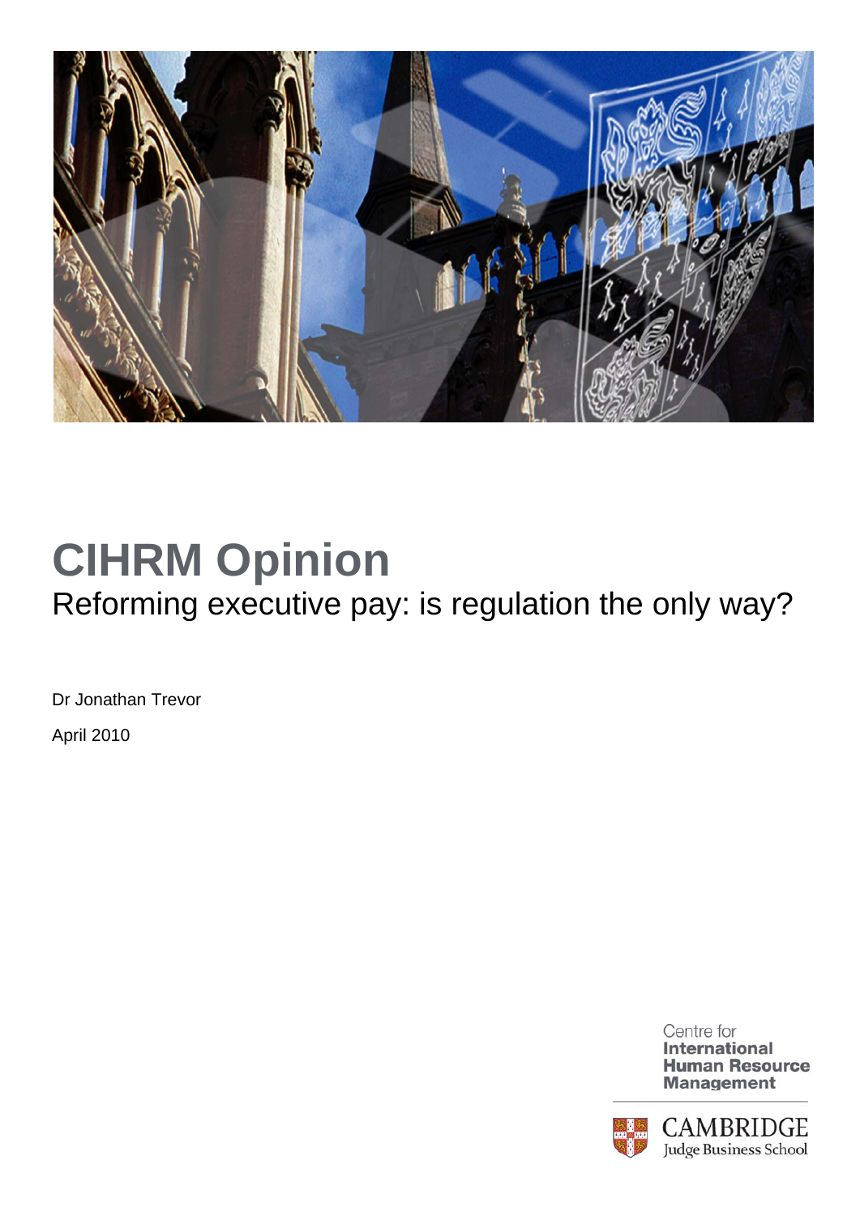# CIHRM Opinion

## Reforming executive pay: is regulation the only way?

Dr Jonathan Trevor

April 2010

Centre for
**International**
**Human Resource**
**Management**

CAMBRIDGE
Judge Business School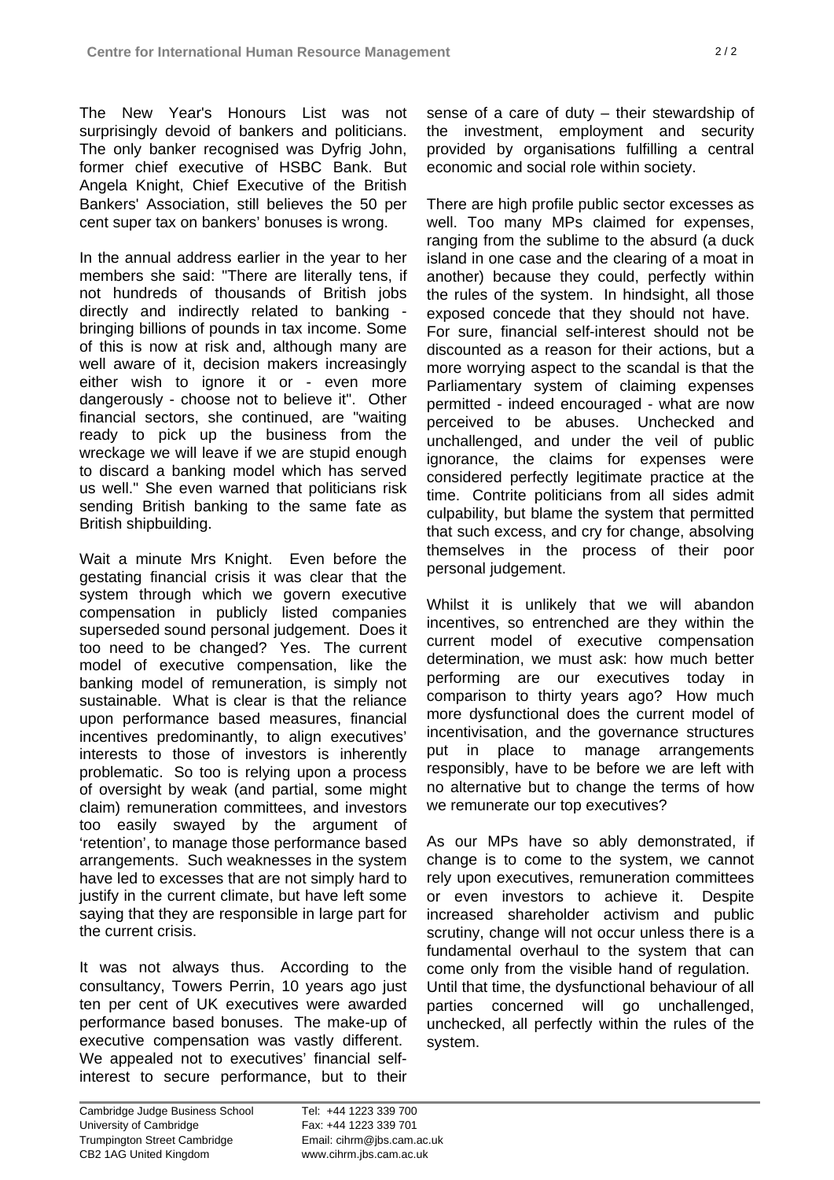The New Year's Honours List was not surprisingly devoid of bankers and politicians. The only banker recognised was Dyfrig John, former chief executive of HSBC Bank. But Angela Knight, Chief Executive of the British Bankers' Association, still believes the 50 per cent super tax on bankers' bonuses is wrong.

In the annual address earlier in the year to her members she said: "There are literally tens, if not hundreds of thousands of British jobs directly and indirectly related to banking - bringing billions of pounds in tax income. Some of this is now at risk and, although many are well aware of it, decision makers increasingly either wish to ignore it or - even more dangerously - choose not to believe it". Other financial sectors, she continued, are "waiting ready to pick up the business from the wreckage we will leave if we are stupid enough to discard a banking model which has served us well." She even warned that politicians risk sending British banking to the same fate as British shipbuilding.

Wait a minute Mrs Knight. Even before the gestating financial crisis it was clear that the system through which we govern executive compensation in publicly listed companies superseded sound personal judgement. Does it too need to be changed? Yes. The current model of executive compensation, like the banking model of remuneration, is simply not sustainable. What is clear is that the reliance upon performance based measures, financial incentives predominantly, to align executives' interests to those of investors is inherently problematic. So too is relying upon a process of oversight by weak (and partial, some might claim) remuneration committees, and investors too easily swayed by the argument of 'retention', to manage those performance based arrangements. Such weaknesses in the system have led to excesses that are not simply hard to justify in the current climate, but have left some saying that they are responsible in large part for the current crisis.

It was not always thus. According to the consultancy, Towers Perrin, 10 years ago just ten per cent of UK executives were awarded performance based bonuses. The make-up of executive compensation was vastly different. We appealed not to executives' financial self-interest to secure performance, but to their sense of a care of duty – their stewardship of the investment, employment and security provided by organisations fulfilling a central economic and social role within society.

There are high profile public sector excesses as well. Too many MPs claimed for expenses, ranging from the sublime to the absurd (a duck island in one case and the clearing of a moat in another) because they could, perfectly within the rules of the system. In hindsight, all those exposed concede that they should not have. For sure, financial self-interest should not be discounted as a reason for their actions, but a more worrying aspect to the scandal is that the Parliamentary system of claiming expenses permitted - indeed encouraged - what are now perceived to be abuses. Unchecked and unchallenged, and under the veil of public ignorance, the claims for expenses were considered perfectly legitimate practice at the time. Contrite politicians from all sides admit culpability, but blame the system that permitted that such excess, and cry for change, absolving themselves in the process of their poor personal judgement.

Whilst it is unlikely that we will abandon incentives, so entrenched are they within the current model of executive compensation determination, we must ask: how much better performing are our executives today in comparison to thirty years ago? How much more dysfunctional does the current model of incentivisation, and the governance structures put in place to manage arrangements responsibly, have to be before we are left with no alternative but to change the terms of how we remunerate our top executives?

As our MPs have so ably demonstrated, if change is to come to the system, we cannot rely upon executives, remuneration committees or even investors to achieve it. Despite increased shareholder activism and public scrutiny, change will not occur unless there is a fundamental overhaul to the system that can come only from the visible hand of regulation. Until that time, the dysfunctional behaviour of all parties concerned will go unchallenged, unchecked, all perfectly within the rules of the system.